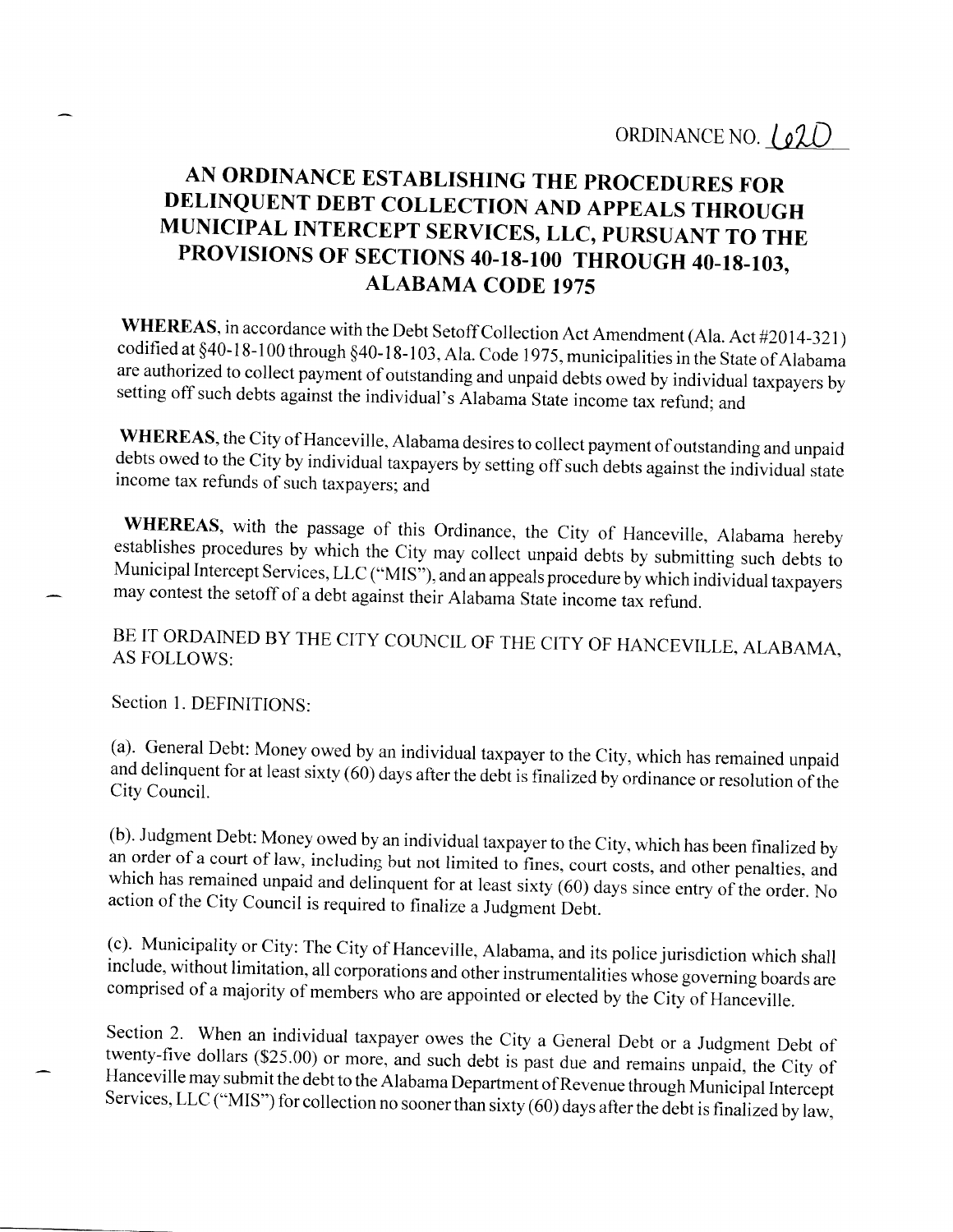ORDINANCE NO. 620

# AN ORDINANCE ESTABLISHING THE PROCEDURES FOR DELINQUENT DEBT COLLECTION AND APPEALS THROUGH MUNICIPAL INTERCEPT SERVICES, LLC, PURSUANT TO THE PROVISIONS OF SECTIONS 40-18-100 THROUGH 40-18-103, ALABAMA CODE 1975

**WHEREAS**, in accordance with the Debt Setoff Collection Act Amendment (Ala. Act #2014-321) codified at §40-18-100 through §40-18-103, Ala. Code 1975, municipalities in the State of Alabama are authorized to collect payment of outstanding and unpaid debts owed by individual taxpayers by setting off such debts against the individual's Alabama State income tax refund; and

**WHEREAS**, the City of Hanceville, Alabama desires to collect payment of outstanding and unpaid debts owed to the City by individual taxpayers by setting off such debts against the individual state income tax refunds of such taxpayers; and

**WHEREAS**, with the passage of this Ordinance, the City of Hanceville, Alabama hereby establishes procedures by which the City may collect unpaid debts by submitting such debts to Municipal Intercept Services, LLC ("MIS"), and an appeals procedure by which individual taxpayers may contest the setoff of a debt against their Alabama State income tax refund.

BE IT ORDAINED BY THE CITY COUNCIL OF THE CITY OF HANCEVILLE, ALABAMA, AS FOLLOWS:

Section 1. DEFINITIONS:

(a). General Debt: Money owed by an individual taxpayer to the City, which has remained unpaid and delinquent for at least sixty (60) days after the debt is finalized by ordinance or resolution of the City Council.

(b). Judgment Debt: Money owed by an individual taxpayer to the City, which has been finalized by an order of a court of law, including but not limited to fines, court costs, and other penalties, and which has remained unpaid and delinquent for at least sixty (60) days since entry of the order. No action of the City Council is required to finalize a Judgment Debt.

(c). Municipality or City: The City of Hanceville, Alabama, and its police jurisdiction which shall include, without limitation, all corporations and other instrumentalities whose governing boards are comprised of a majority of members who are appointed or elected by the City of Hanceville.

Section 2. When an individual taxpayer owes the City a General Debt or a Judgment Debt of twenty-five dollars ($25.00) or more, and such debt is past due and remains unpaid, the City of Hanceville may submit the debt to the Alabama Department of Revenue through Municipal Intercept Services, LLC ("MIS") for collection no sooner than sixty (60) days after the debt is finalized by law,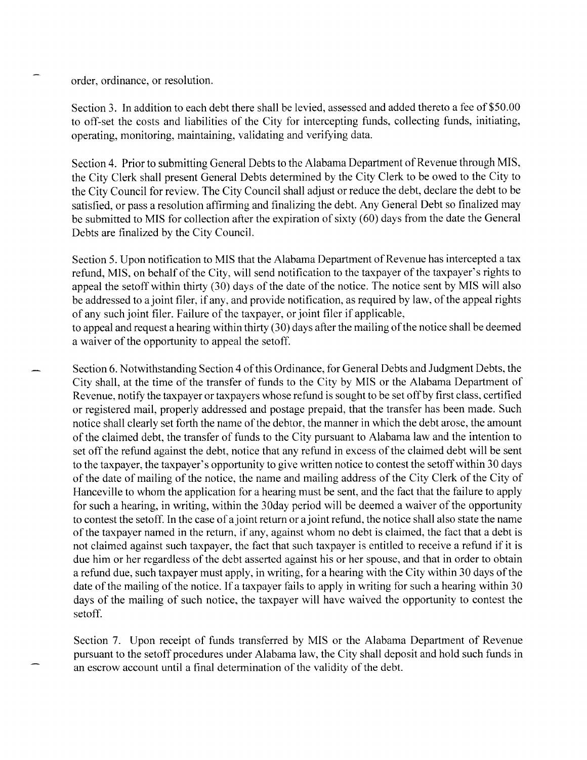order, ordinance, or resolution.

Section 3. In addition to each debt there shall be levied, assessed and added thereto a fee of $50.00 to off-set the costs and liabilities of the City for intercepting funds, collecting funds, initiating, operating, monitoring, maintaining, validating and verifying data.

Section 4. Prior to submitting General Debts to the Alabama Department of Revenue through MIS, the City Clerk shall present General Debts determined by the City Clerk to be owed to the City to the City Council for review. The City Council shall adjust or reduce the debt, declare the debt to be satisfied, or pass a resolution affirming and finalizing the debt. Any General Debt so finalized may be submitted to MIS for collection after the expiration of sixty (60) days from the date the General Debts are finalized by the City Council.

Section 5. Upon notification to MIS that the Alabama Department of Revenue has intercepted a tax refund, MIS, on behalf of the City, will send notification to the taxpayer of the taxpayer's rights to appeal the setoff within thirty (30) days of the date of the notice. The notice sent by MIS will also be addressed to a joint filer, if any, and provide notification, as required by law, of the appeal rights of any such joint filer. Failure of the taxpayer, or joint filer if applicable,
to appeal and request a hearing within thirty (30) days after the mailing of the notice shall be deemed a waiver of the opportunity to appeal the setoff.

Section 6. Notwithstanding Section 4 of this Ordinance, for General Debts and Judgment Debts, the City shall, at the time of the transfer of funds to the City by MIS or the Alabama Department of Revenue, notify the taxpayer or taxpayers whose refund is sought to be set off by first class, certified or registered mail, properly addressed and postage prepaid, that the transfer has been made. Such notice shall clearly set forth the name of the debtor, the manner in which the debt arose, the amount of the claimed debt, the transfer of funds to the City pursuant to Alabama law and the intention to set off the refund against the debt, notice that any refund in excess of the claimed debt will be sent to the taxpayer, the taxpayer's opportunity to give written notice to contest the setoff within 30 days of the date of mailing of the notice, the name and mailing address of the City Clerk of the City of Hanceville to whom the application for a hearing must be sent, and the fact that the failure to apply for such a hearing, in writing, within the 30day period will be deemed a waiver of the opportunity to contest the setoff. In the case of a joint return or a joint refund, the notice shall also state the name of the taxpayer named in the return, if any, against whom no debt is claimed, the fact that a debt is not claimed against such taxpayer, the fact that such taxpayer is entitled to receive a refund if it is due him or her regardless of the debt asserted against his or her spouse, and that in order to obtain a refund due, such taxpayer must apply, in writing, for a hearing with the City within 30 days of the date of the mailing of the notice. If a taxpayer fails to apply in writing for such a hearing within 30 days of the mailing of such notice, the taxpayer will have waived the opportunity to contest the setoff.

Section 7. Upon receipt of funds transferred by MIS or the Alabama Department of Revenue pursuant to the setoff procedures under Alabama law, the City shall deposit and hold such funds in an escrow account until a final determination of the validity of the debt.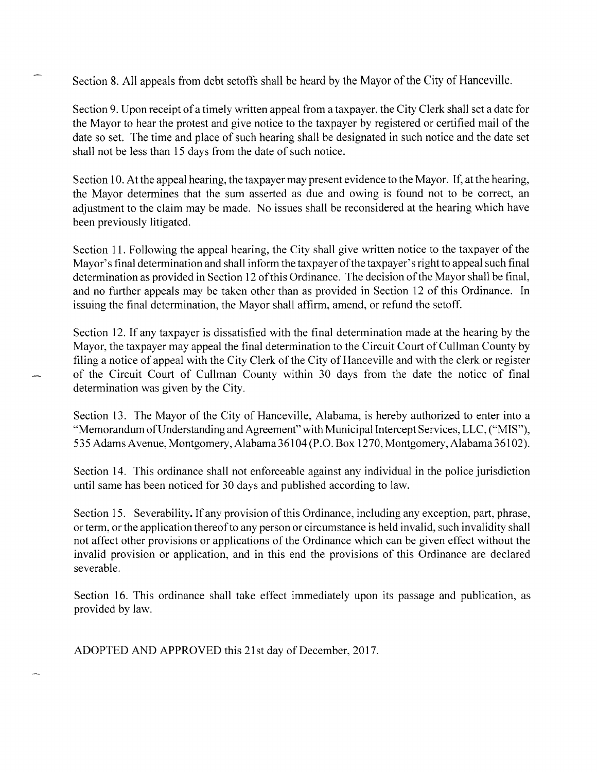Section 8. All appeals from debt setoffs shall be heard by the Mayor of the City of Hanceville.

Section 9. Upon receipt of a timely written appeal from a taxpayer, the City Clerk shall set a date for the Mayor to hear the protest and give notice to the taxpayer by registered or certified mail of the date so set. The time and place of such hearing shall be designated in such notice and the date set shall not be less than 15 days from the date of such notice.

Section 10. At the appeal hearing, the taxpayer may present evidence to the Mayor. If, at the hearing, the Mayor determines that the sum asserted as due and owing is found not to be correct, an adjustment to the claim may be made. No issues shall be reconsidered at the hearing which have been previously litigated.

Section 11. Following the appeal hearing, the City shall give written notice to the taxpayer of the Mayor's final determination and shall inform the taxpayer of the taxpayer's right to appeal such final determination as provided in Section 12 of this Ordinance. The decision of the Mayor shall be final, and no further appeals may be taken other than as provided in Section 12 of this Ordinance. In issuing the final determination, the Mayor shall affirm, amend, or refund the setoff.

Section 12. If any taxpayer is dissatisfied with the final determination made at the hearing by the Mayor, the taxpayer may appeal the final determination to the Circuit Court of Cullman County by filing a notice of appeal with the City Clerk of the City of Hanceville and with the clerk or register of the Circuit Court of Cullman County within 30 days from the date the notice of final determination was given by the City.

Section 13. The Mayor of the City of Hanceville, Alabama, is hereby authorized to enter into a "Memorandum of Understanding and Agreement" with Municipal Intercept Services, LLC, ("MIS"), 535 Adams Avenue, Montgomery, Alabama 36104 (P.O. Box 1270, Montgomery, Alabama 36102).

Section 14. This ordinance shall not enforceable against any individual in the police jurisdiction until same has been noticed for 30 days and published according to law.

Section 15. Severability. If any provision of this Ordinance, including any exception, part, phrase, or term, or the application thereof to any person or circumstance is held invalid, such invalidity shall not affect other provisions or applications of the Ordinance which can be given effect without the invalid provision or application, and in this end the provisions of this Ordinance are declared severable.

Section 16. This ordinance shall take effect immediately upon its passage and publication, as provided by law.

ADOPTED AND APPROVED this 21st day of December, 2017.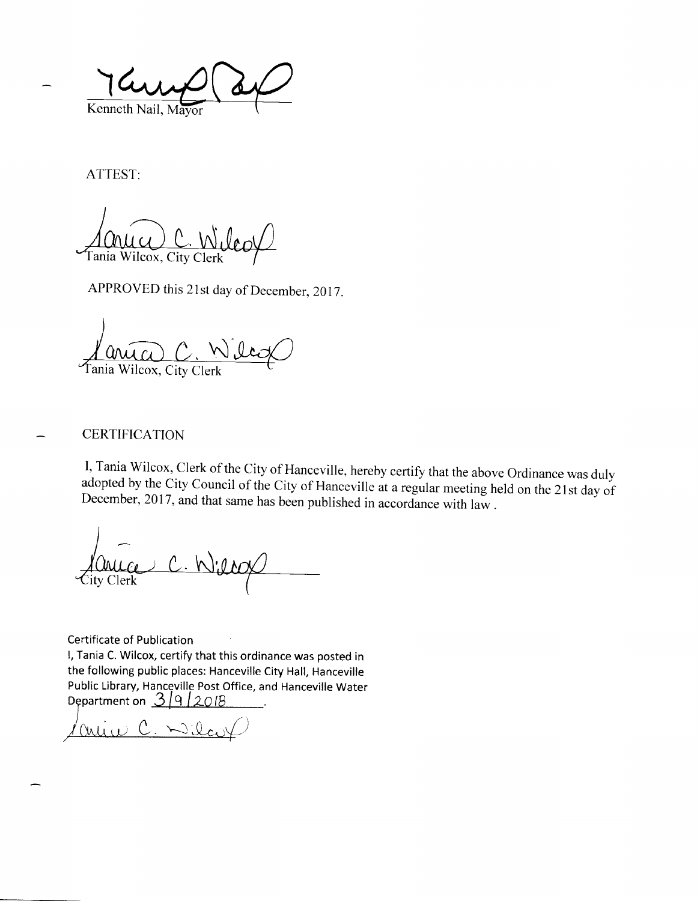Kenneth Nail, Mayor

ATTEST:

Tania Wilcox, City Clerk

APPROVED this 21st day of December, 2017.

Tania Wilcox, City Clerk

CERTIFICATION

I, Tania Wilcox, Clerk of the City of Hanceville, hereby certify that the above Ordinance was duly adopted by the City Council of the City of Hanceville at a regular meeting held on the 21st day of December, 2017, and that same has been published in accordance with law .

City Clerk

Certificate of Publication

I, Tania C. Wilcox, certify that this ordinance was posted in the following public places: Hanceville City Hall, Hanceville Public Library, Hanceville Post Office, and Hanceville Water Department on 3/9/2018.